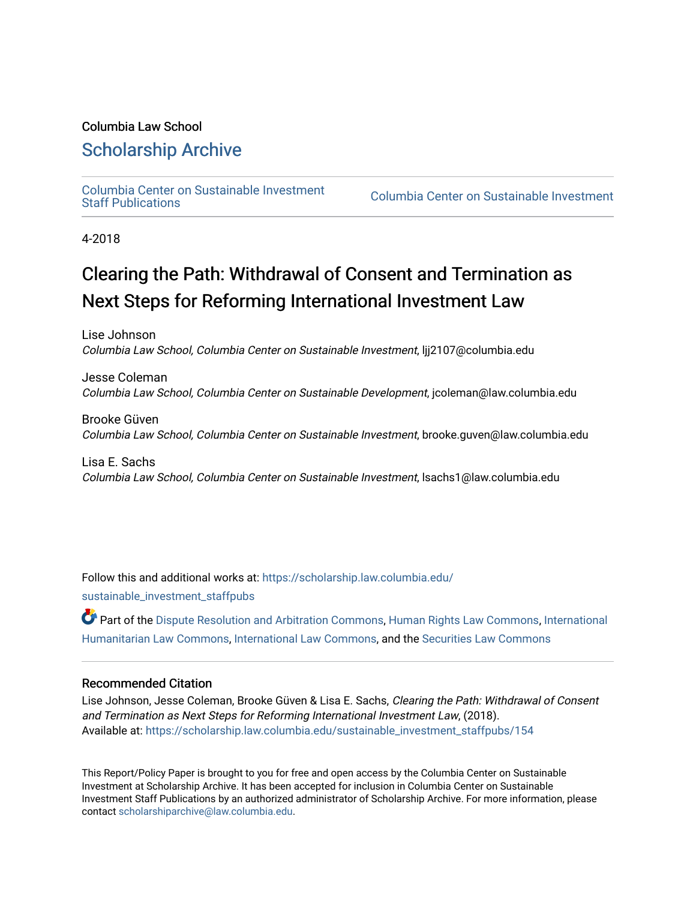Columbia Law School

## Scholarship Archive

Columbia Center on Sustainable Investment Staff Publications | Columbia Center on Sustainable Investment

4-2018

# Clearing the Path: Withdrawal of Consent and Termination as Next Steps for Reforming International Investment Law

Lise Johnson
*Columbia Law School, Columbia Center on Sustainable Investment*, ljj2107@columbia.edu

Jesse Coleman
*Columbia Law School, Columbia Center on Sustainable Development*, jcoleman@law.columbia.edu

Brooke Güven
*Columbia Law School, Columbia Center on Sustainable Investment*, brooke.guven@law.columbia.edu

Lisa E. Sachs
*Columbia Law School, Columbia Center on Sustainable Investment*, lsachs1@law.columbia.edu

Follow this and additional works at: https://scholarship.law.columbia.edu/sustainable_investment_staffpubs

Part of the Dispute Resolution and Arbitration Commons, Human Rights Law Commons, International Humanitarian Law Commons, International Law Commons, and the Securities Law Commons

### Recommended Citation

Lise Johnson, Jesse Coleman, Brooke Güven & Lisa E. Sachs, *Clearing the Path: Withdrawal of Consent and Termination as Next Steps for Reforming International Investment Law*, (2018).
Available at: https://scholarship.law.columbia.edu/sustainable_investment_staffpubs/154

This Report/Policy Paper is brought to you for free and open access by the Columbia Center on Sustainable Investment at Scholarship Archive. It has been accepted for inclusion in Columbia Center on Sustainable Investment Staff Publications by an authorized administrator of Scholarship Archive. For more information, please contact scholarshiparchive@law.columbia.edu.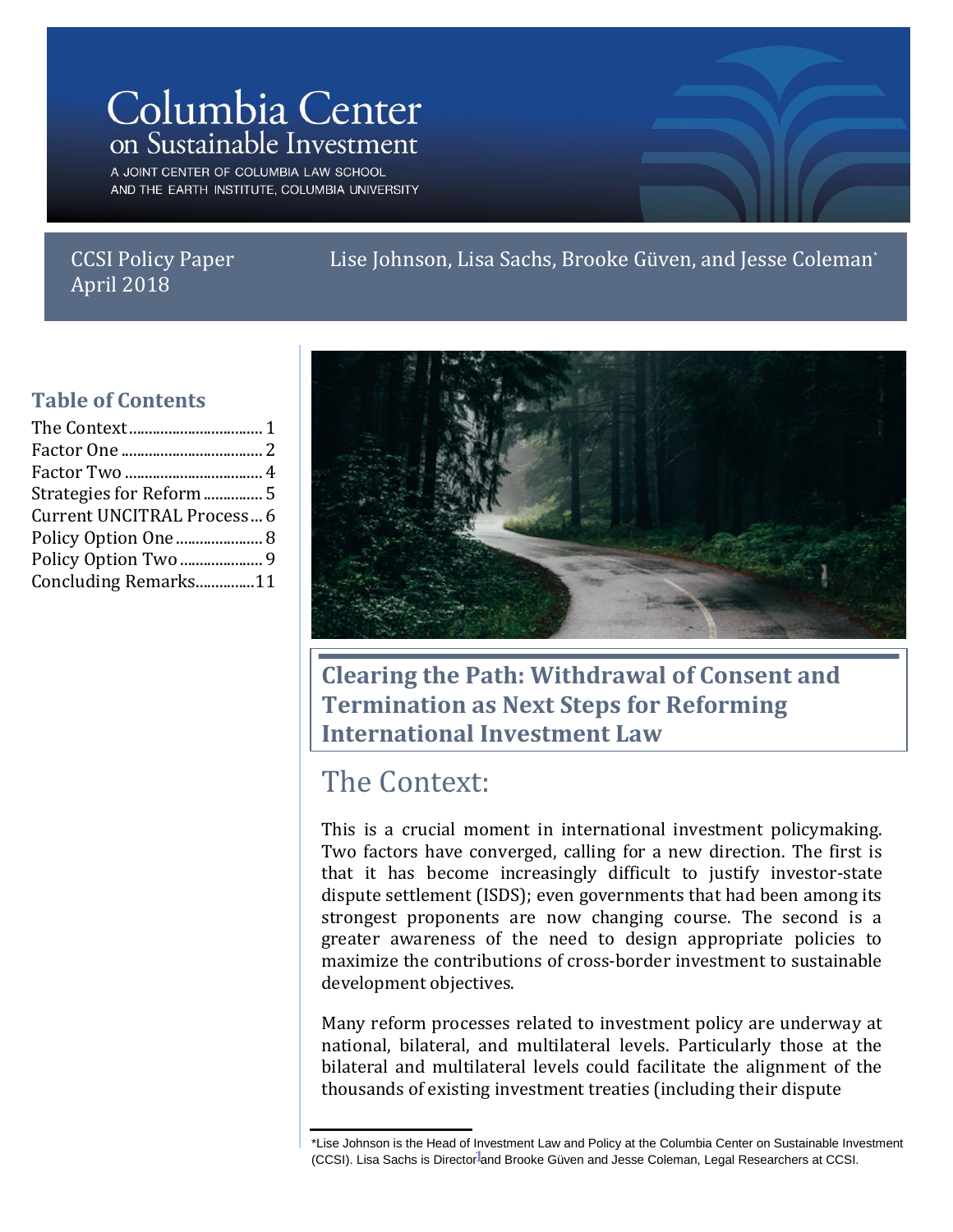# Columbia Center on Sustainable Investment

A JOINT CENTER OF COLUMBIA LAW SCHOOL AND THE EARTH INSTITUTE, COLUMBIA UNIVERSITY

CCSI Policy Paper
April 2018

Lise Johnson, Lisa Sachs, Brooke Güven, and Jesse Coleman*

## Table of Contents

- The Context .... 1
- Factor One .... 2
- Factor Two .... 4
- Strategies for Reform .... 5
- Current UNCITRAL Process .... 6
- Policy Option One .... 8
- Policy Option Two .... 9
- Concluding Remarks .... 11

# Clearing the Path: Withdrawal of Consent and Termination as Next Steps for Reforming International Investment Law

## The Context:

This is a crucial moment in international investment policymaking. Two factors have converged, calling for a new direction. The first is that it has become increasingly difficult to justify investor-state dispute settlement (ISDS); even governments that had been among its strongest proponents are now changing course. The second is a greater awareness of the need to design appropriate policies to maximize the contributions of cross-border investment to sustainable development objectives.

Many reform processes related to investment policy are underway at national, bilateral, and multilateral levels. Particularly those at the bilateral and multilateral levels could facilitate the alignment of the thousands of existing investment treaties (including their dispute

*Lise Johnson is the Head of Investment Law and Policy at the Columbia Center on Sustainable Investment (CCSI). Lisa Sachs is Director and Brooke Güven and Jesse Coleman, Legal Researchers at CCSI.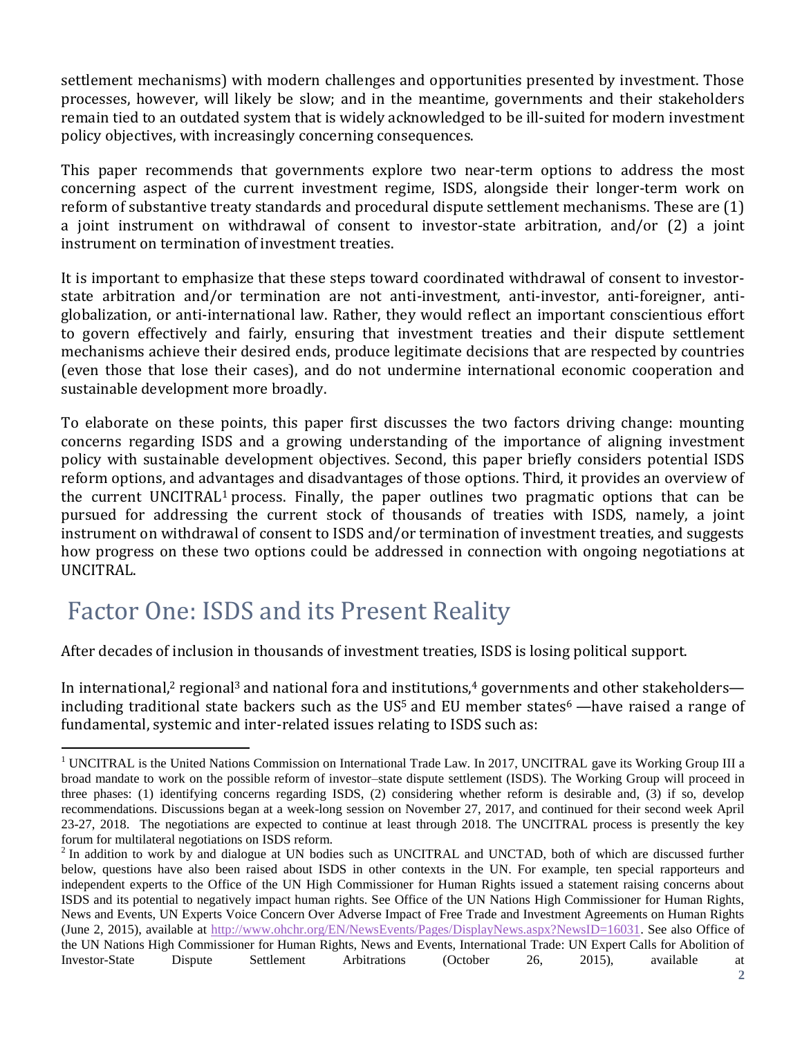settlement mechanisms) with modern challenges and opportunities presented by investment. Those processes, however, will likely be slow; and in the meantime, governments and their stakeholders remain tied to an outdated system that is widely acknowledged to be ill-suited for modern investment policy objectives, with increasingly concerning consequences.

This paper recommends that governments explore two near-term options to address the most concerning aspect of the current investment regime, ISDS, alongside their longer-term work on reform of substantive treaty standards and procedural dispute settlement mechanisms. These are (1) a joint instrument on withdrawal of consent to investor-state arbitration, and/or (2) a joint instrument on termination of investment treaties.

It is important to emphasize that these steps toward coordinated withdrawal of consent to investor-state arbitration and/or termination are not anti-investment, anti-investor, anti-foreigner, anti-globalization, or anti-international law. Rather, they would reflect an important conscientious effort to govern effectively and fairly, ensuring that investment treaties and their dispute settlement mechanisms achieve their desired ends, produce legitimate decisions that are respected by countries (even those that lose their cases), and do not undermine international economic cooperation and sustainable development more broadly.

To elaborate on these points, this paper first discusses the two factors driving change: mounting concerns regarding ISDS and a growing understanding of the importance of aligning investment policy with sustainable development objectives. Second, this paper briefly considers potential ISDS reform options, and advantages and disadvantages of those options. Third, it provides an overview of the current UNCITRAL[1] process. Finally, the paper outlines two pragmatic options that can be pursued for addressing the current stock of thousands of treaties with ISDS, namely, a joint instrument on withdrawal of consent to ISDS and/or termination of investment treaties, and suggests how progress on these two options could be addressed in connection with ongoing negotiations at UNCITRAL.

# Factor One: ISDS and its Present Reality

After decades of inclusion in thousands of investment treaties, ISDS is losing political support.

In international,[2] regional[3] and national fora and institutions,[4] governments and other stakeholders—including traditional state backers such as the US[5] and EU member states[6] —have raised a range of fundamental, systemic and inter-related issues relating to ISDS such as:

---

[1] UNCITRAL is the United Nations Commission on International Trade Law. In 2017, UNCITRAL gave its Working Group III a broad mandate to work on the possible reform of investor–state dispute settlement (ISDS). The Working Group will proceed in three phases: (1) identifying concerns regarding ISDS, (2) considering whether reform is desirable and, (3) if so, develop recommendations. Discussions began at a week-long session on November 27, 2017, and continued for their second week April 23-27, 2018. The negotiations are expected to continue at least through 2018. The UNCITRAL process is presently the key forum for multilateral negotiations on ISDS reform.

[2] In addition to work by and dialogue at UN bodies such as UNCITRAL and UNCTAD, both of which are discussed further below, questions have also been raised about ISDS in other contexts in the UN. For example, ten special rapporteurs and independent experts to the Office of the UN High Commissioner for Human Rights issued a statement raising concerns about ISDS and its potential to negatively impact human rights. See Office of the UN Nations High Commissioner for Human Rights, News and Events, UN Experts Voice Concern Over Adverse Impact of Free Trade and Investment Agreements on Human Rights (June 2, 2015), available at http://www.ohchr.org/EN/NewsEvents/Pages/DisplayNews.aspx?NewsID=16031. See also Office of the UN Nations High Commissioner for Human Rights, News and Events, International Trade: UN Expert Calls for Abolition of Investor-State Dispute Settlement Arbitrations (October 26, 2015), available at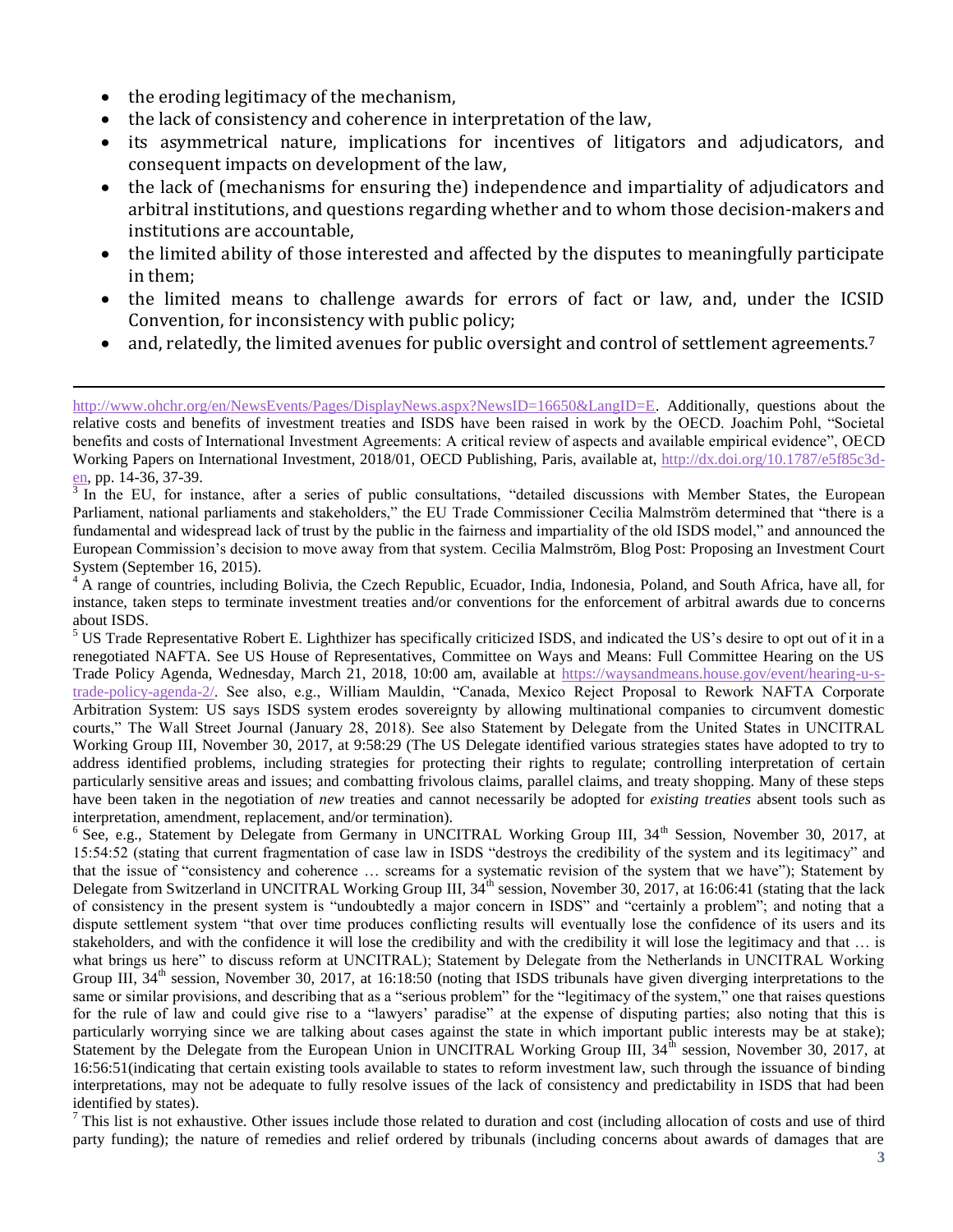- the eroding legitimacy of the mechanism,
- the lack of consistency and coherence in interpretation of the law,
- its asymmetrical nature, implications for incentives of litigators and adjudicators, and consequent impacts on development of the law,
- the lack of (mechanisms for ensuring the) independence and impartiality of adjudicators and arbitral institutions, and questions regarding whether and to whom those decision-makers and institutions are accountable,
- the limited ability of those interested and affected by the disputes to meaningfully participate in them;
- the limited means to challenge awards for errors of fact or law, and, under the ICSID Convention, for inconsistency with public policy;
- and, relatedly, the limited avenues for public oversight and control of settlement agreements.[7]

---

http://www.ohchr.org/en/NewsEvents/Pages/DisplayNews.aspx?NewsID=16650&LangID=E. Additionally, questions about the relative costs and benefits of investment treaties and ISDS have been raised in work by the OECD. Joachim Pohl, "Societal benefits and costs of International Investment Agreements: A critical review of aspects and available empirical evidence", OECD Working Papers on International Investment, 2018/01, OECD Publishing, Paris, available at, http://dx.doi.org/10.1787/e5f85c3d-en, pp. 14-36, 37-39.

[3] In the EU, for instance, after a series of public consultations, "detailed discussions with Member States, the European Parliament, national parliaments and stakeholders," the EU Trade Commissioner Cecilia Malmström determined that "there is a fundamental and widespread lack of trust by the public in the fairness and impartiality of the old ISDS model," and announced the European Commission's decision to move away from that system. Cecilia Malmström, Blog Post: Proposing an Investment Court System (September 16, 2015).

[4] A range of countries, including Bolivia, the Czech Republic, Ecuador, India, Indonesia, Poland, and South Africa, have all, for instance, taken steps to terminate investment treaties and/or conventions for the enforcement of arbitral awards due to concerns about ISDS.

[5] US Trade Representative Robert E. Lighthizer has specifically criticized ISDS, and indicated the US's desire to opt out of it in a renegotiated NAFTA. See US House of Representatives, Committee on Ways and Means: Full Committee Hearing on the US Trade Policy Agenda, Wednesday, March 21, 2018, 10:00 am, available at https://waysandmeans.house.gov/event/hearing-u-s-trade-policy-agenda-2/. See also, e.g., William Mauldin, "Canada, Mexico Reject Proposal to Rework NAFTA Corporate Arbitration System: US says ISDS system erodes sovereignty by allowing multinational companies to circumvent domestic courts," The Wall Street Journal (January 28, 2018). See also Statement by Delegate from the United States in UNCITRAL Working Group III, November 30, 2017, at 9:58:29 (The US Delegate identified various strategies states have adopted to try to address identified problems, including strategies for protecting their rights to regulate; controlling interpretation of certain particularly sensitive areas and issues; and combatting frivolous claims, parallel claims, and treaty shopping. Many of these steps have been taken in the negotiation of *new* treaties and cannot necessarily be adopted for *existing treaties* absent tools such as interpretation, amendment, replacement, and/or termination).

[6] See, e.g., Statement by Delegate from Germany in UNCITRAL Working Group III, 34th Session, November 30, 2017, at 15:54:52 (stating that current fragmentation of case law in ISDS "destroys the credibility of the system and its legitimacy" and that the issue of "consistency and coherence … screams for a systematic revision of the system that we have"); Statement by Delegate from Switzerland in UNCITRAL Working Group III, 34th session, November 30, 2017, at 16:06:41 (stating that the lack of consistency in the present system is "undoubtedly a major concern in ISDS" and "certainly a problem"; and noting that a dispute settlement system "that over time produces conflicting results will eventually lose the confidence of its users and its stakeholders, and with the confidence it will lose the credibility and with the credibility it will lose the legitimacy and that … is what brings us here" to discuss reform at UNCITRAL); Statement by Delegate from the Netherlands in UNCITRAL Working Group III, 34th session, November 30, 2017, at 16:18:50 (noting that ISDS tribunals have given diverging interpretations to the same or similar provisions, and describing that as a "serious problem" for the "legitimacy of the system," one that raises questions for the rule of law and could give rise to a "lawyers' paradise" at the expense of disputing parties; also noting that this is particularly worrying since we are talking about cases against the state in which important public interests may be at stake); Statement by the Delegate from the European Union in UNCITRAL Working Group III, 34th session, November 30, 2017, at 16:56:51(indicating that certain existing tools available to states to reform investment law, such through the issuance of binding interpretations, may not be adequate to fully resolve issues of the lack of consistency and predictability in ISDS that had been identified by states).

[7] This list is not exhaustive. Other issues include those related to duration and cost (including allocation of costs and use of third party funding); the nature of remedies and relief ordered by tribunals (including concerns about awards of damages that are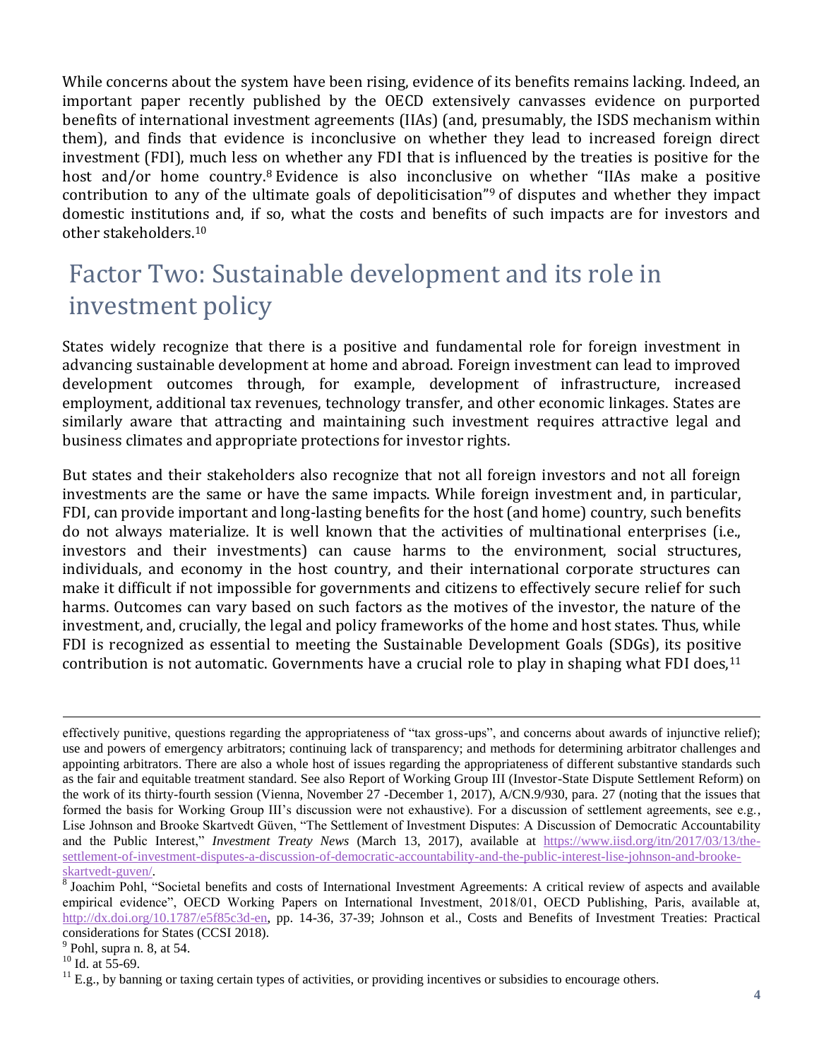While concerns about the system have been rising, evidence of its benefits remains lacking. Indeed, an important paper recently published by the OECD extensively canvasses evidence on purported benefits of international investment agreements (IIAs) (and, presumably, the ISDS mechanism within them), and finds that evidence is inconclusive on whether they lead to increased foreign direct investment (FDI), much less on whether any FDI that is influenced by the treaties is positive for the host and/or home country.[8] Evidence is also inconclusive on whether "IIAs make a positive contribution to any of the ultimate goals of depoliticisation"[9] of disputes and whether they impact domestic institutions and, if so, what the costs and benefits of such impacts are for investors and other stakeholders.[10]

# Factor Two: Sustainable development and its role in investment policy

States widely recognize that there is a positive and fundamental role for foreign investment in advancing sustainable development at home and abroad. Foreign investment can lead to improved development outcomes through, for example, development of infrastructure, increased employment, additional tax revenues, technology transfer, and other economic linkages. States are similarly aware that attracting and maintaining such investment requires attractive legal and business climates and appropriate protections for investor rights.

But states and their stakeholders also recognize that not all foreign investors and not all foreign investments are the same or have the same impacts. While foreign investment and, in particular, FDI, can provide important and long-lasting benefits for the host (and home) country, such benefits do not always materialize. It is well known that the activities of multinational enterprises (i.e., investors and their investments) can cause harms to the environment, social structures, individuals, and economy in the host country, and their international corporate structures can make it difficult if not impossible for governments and citizens to effectively secure relief for such harms. Outcomes can vary based on such factors as the motives of the investor, the nature of the investment, and, crucially, the legal and policy frameworks of the home and host states. Thus, while FDI is recognized as essential to meeting the Sustainable Development Goals (SDGs), its positive contribution is not automatic. Governments have a crucial role to play in shaping what FDI does,[11]

---

effectively punitive, questions regarding the appropriateness of "tax gross-ups", and concerns about awards of injunctive relief); use and powers of emergency arbitrators; continuing lack of transparency; and methods for determining arbitrator challenges and appointing arbitrators. There are also a whole host of issues regarding the appropriateness of different substantive standards such as the fair and equitable treatment standard. See also Report of Working Group III (Investor-State Dispute Settlement Reform) on the work of its thirty-fourth session (Vienna, November 27 -December 1, 2017), A/CN.9/930, para. 27 (noting that the issues that formed the basis for Working Group III's discussion were not exhaustive). For a discussion of settlement agreements, see e.g., Lise Johnson and Brooke Skartvedt Güven, "The Settlement of Investment Disputes: A Discussion of Democratic Accountability and the Public Interest," *Investment Treaty News* (March 13, 2017), available at https://www.iisd.org/itn/2017/03/13/the-settlement-of-investment-disputes-a-discussion-of-democratic-accountability-and-the-public-interest-lise-johnson-and-brooke-skartvedt-guven/.

[8] Joachim Pohl, "Societal benefits and costs of International Investment Agreements: A critical review of aspects and available empirical evidence", OECD Working Papers on International Investment, 2018/01, OECD Publishing, Paris, available at, http://dx.doi.org/10.1787/e5f85c3d-en, pp. 14-36, 37-39; Johnson et al., Costs and Benefits of Investment Treaties: Practical considerations for States (CCSI 2018).

[9] Pohl, supra n. 8, at 54.

[10] Id. at 55-69.

[11] E.g., by banning or taxing certain types of activities, or providing incentives or subsidies to encourage others.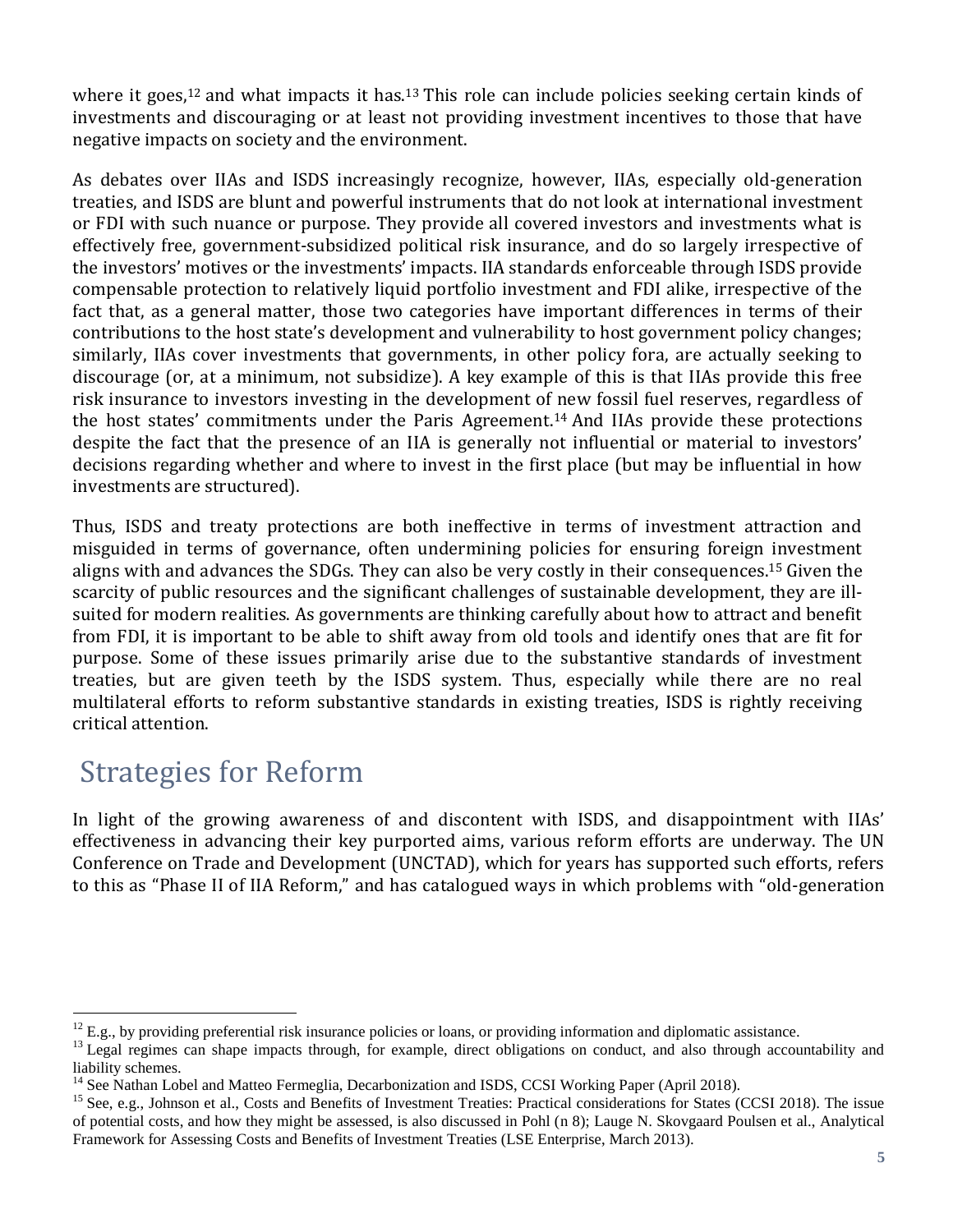where it goes,[12] and what impacts it has.[13] This role can include policies seeking certain kinds of investments and discouraging or at least not providing investment incentives to those that have negative impacts on society and the environment.

As debates over IIAs and ISDS increasingly recognize, however, IIAs, especially old-generation treaties, and ISDS are blunt and powerful instruments that do not look at international investment or FDI with such nuance or purpose. They provide all covered investors and investments what is effectively free, government-subsidized political risk insurance, and do so largely irrespective of the investors' motives or the investments' impacts. IIA standards enforceable through ISDS provide compensable protection to relatively liquid portfolio investment and FDI alike, irrespective of the fact that, as a general matter, those two categories have important differences in terms of their contributions to the host state's development and vulnerability to host government policy changes; similarly, IIAs cover investments that governments, in other policy fora, are actually seeking to discourage (or, at a minimum, not subsidize). A key example of this is that IIAs provide this free risk insurance to investors investing in the development of new fossil fuel reserves, regardless of the host states' commitments under the Paris Agreement.[14] And IIAs provide these protections despite the fact that the presence of an IIA is generally not influential or material to investors' decisions regarding whether and where to invest in the first place (but may be influential in how investments are structured).

Thus, ISDS and treaty protections are both ineffective in terms of investment attraction and misguided in terms of governance, often undermining policies for ensuring foreign investment aligns with and advances the SDGs. They can also be very costly in their consequences.[15] Given the scarcity of public resources and the significant challenges of sustainable development, they are ill-suited for modern realities. As governments are thinking carefully about how to attract and benefit from FDI, it is important to be able to shift away from old tools and identify ones that are fit for purpose. Some of these issues primarily arise due to the substantive standards of investment treaties, but are given teeth by the ISDS system. Thus, especially while there are no real multilateral efforts to reform substantive standards in existing treaties, ISDS is rightly receiving critical attention.

## Strategies for Reform

In light of the growing awareness of and discontent with ISDS, and disappointment with IIAs' effectiveness in advancing their key purported aims, various reform efforts are underway. The UN Conference on Trade and Development (UNCTAD), which for years has supported such efforts, refers to this as "Phase II of IIA Reform," and has catalogued ways in which problems with "old-generation

---

[12] E.g., by providing preferential risk insurance policies or loans, or providing information and diplomatic assistance.

[13] Legal regimes can shape impacts through, for example, direct obligations on conduct, and also through accountability and liability schemes.

[14] See Nathan Lobel and Matteo Fermeglia, Decarbonization and ISDS, CCSI Working Paper (April 2018).

[15] See, e.g., Johnson et al., Costs and Benefits of Investment Treaties: Practical considerations for States (CCSI 2018). The issue of potential costs, and how they might be assessed, is also discussed in Pohl (n 8); Lauge N. Skovgaard Poulsen et al., Analytical Framework for Assessing Costs and Benefits of Investment Treaties (LSE Enterprise, March 2013).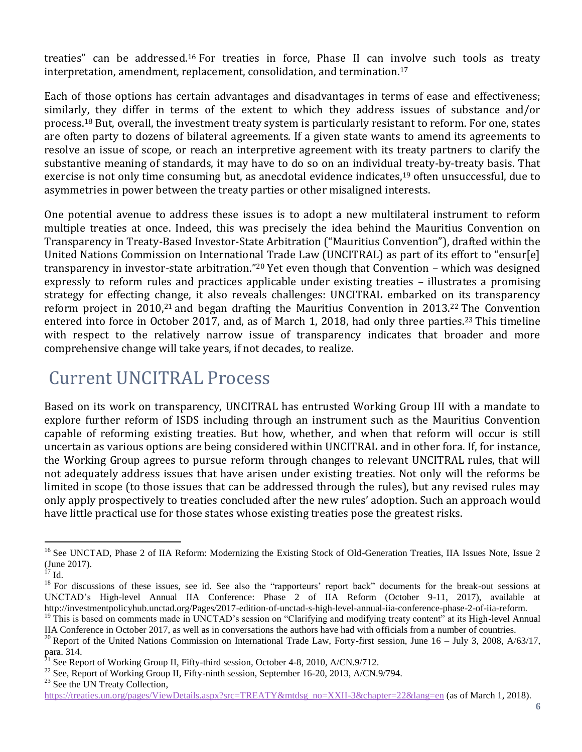treaties" can be addressed.[16] For treaties in force, Phase II can involve such tools as treaty interpretation, amendment, replacement, consolidation, and termination.[17]

Each of those options has certain advantages and disadvantages in terms of ease and effectiveness; similarly, they differ in terms of the extent to which they address issues of substance and/or process.[18] But, overall, the investment treaty system is particularly resistant to reform. For one, states are often party to dozens of bilateral agreements. If a given state wants to amend its agreements to resolve an issue of scope, or reach an interpretive agreement with its treaty partners to clarify the substantive meaning of standards, it may have to do so on an individual treaty-by-treaty basis. That exercise is not only time consuming but, as anecdotal evidence indicates,[19] often unsuccessful, due to asymmetries in power between the treaty parties or other misaligned interests.

One potential avenue to address these issues is to adopt a new multilateral instrument to reform multiple treaties at once. Indeed, this was precisely the idea behind the Mauritius Convention on Transparency in Treaty-Based Investor-State Arbitration ("Mauritius Convention"), drafted within the United Nations Commission on International Trade Law (UNCITRAL) as part of its effort to "ensur[e] transparency in investor-state arbitration."[20] Yet even though that Convention – which was designed expressly to reform rules and practices applicable under existing treaties – illustrates a promising strategy for effecting change, it also reveals challenges: UNCITRAL embarked on its transparency reform project in 2010,[21] and began drafting the Mauritius Convention in 2013.[22] The Convention entered into force in October 2017, and, as of March 1, 2018, had only three parties.[23] This timeline with respect to the relatively narrow issue of transparency indicates that broader and more comprehensive change will take years, if not decades, to realize.

## Current UNCITRAL Process

Based on its work on transparency, UNCITRAL has entrusted Working Group III with a mandate to explore further reform of ISDS including through an instrument such as the Mauritius Convention capable of reforming existing treaties. But how, whether, and when that reform will occur is still uncertain as various options are being considered within UNCITRAL and in other fora. If, for instance, the Working Group agrees to pursue reform through changes to relevant UNCITRAL rules, that will not adequately address issues that have arisen under existing treaties. Not only will the reforms be limited in scope (to those issues that can be addressed through the rules), but any revised rules may only apply prospectively to treaties concluded after the new rules' adoption. Such an approach would have little practical use for those states whose existing treaties pose the greatest risks.

---

[16] See UNCTAD, Phase 2 of IIA Reform: Modernizing the Existing Stock of Old-Generation Treaties, IIA Issues Note, Issue 2 (June 2017).

[17] Id.

[18] For discussions of these issues, see id. See also the "rapporteurs' report back" documents for the break-out sessions at UNCTAD's High-level Annual IIA Conference: Phase 2 of IIA Reform (October 9-11, 2017), available at http://investmentpolicyhub.unctad.org/Pages/2017-edition-of-unctad-s-high-level-annual-iia-conference-phase-2-of-iia-reform.

[19] This is based on comments made in UNCTAD's session on "Clarifying and modifying treaty content" at its High-level Annual IIA Conference in October 2017, as well as in conversations the authors have had with officials from a number of countries.

[20] Report of the United Nations Commission on International Trade Law, Forty-first session, June 16 – July 3, 2008, A/63/17, para. 314.

[21] See Report of Working Group II, Fifty-third session, October 4-8, 2010, A/CN.9/712.

[22] See, Report of Working Group II, Fifty-ninth session, September 16-20, 2013, A/CN.9/794.

[23] See the UN Treaty Collection, https://treaties.un.org/pages/ViewDetails.aspx?src=TREATY&mtdsg_no=XXII-3&chapter=22&lang=en (as of March 1, 2018).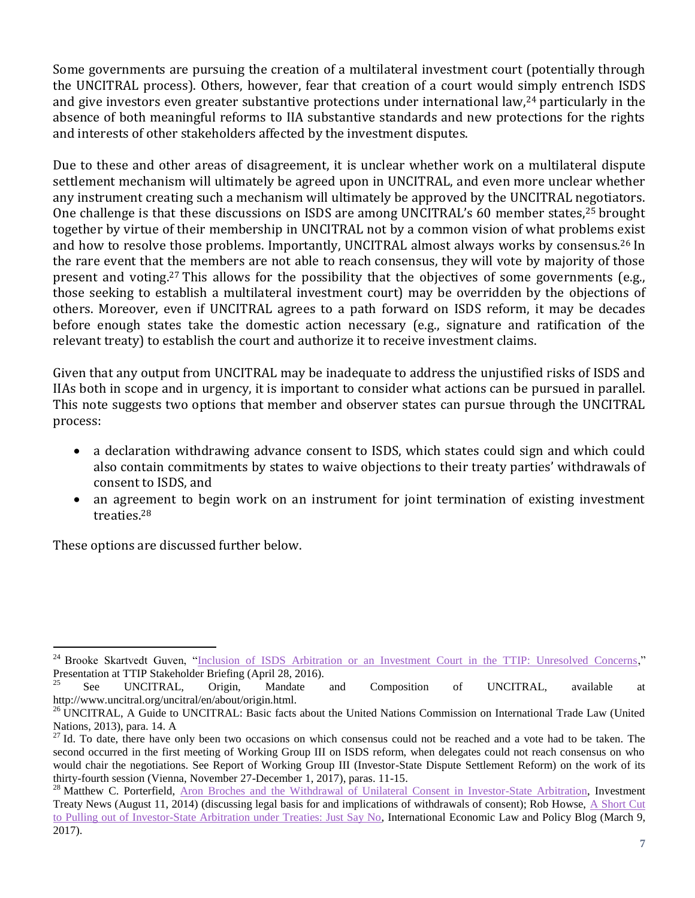Some governments are pursuing the creation of a multilateral investment court (potentially through the UNCITRAL process). Others, however, fear that creation of a court would simply entrench ISDS and give investors even greater substantive protections under international law,[24] particularly in the absence of both meaningful reforms to IIA substantive standards and new protections for the rights and interests of other stakeholders affected by the investment disputes.

Due to these and other areas of disagreement, it is unclear whether work on a multilateral dispute settlement mechanism will ultimately be agreed upon in UNCITRAL, and even more unclear whether any instrument creating such a mechanism will ultimately be approved by the UNCITRAL negotiators. One challenge is that these discussions on ISDS are among UNCITRAL's 60 member states,[25] brought together by virtue of their membership in UNCITRAL not by a common vision of what problems exist and how to resolve those problems. Importantly, UNCITRAL almost always works by consensus.[26] In the rare event that the members are not able to reach consensus, they will vote by majority of those present and voting.[27] This allows for the possibility that the objectives of some governments (e.g., those seeking to establish a multilateral investment court) may be overridden by the objections of others. Moreover, even if UNCITRAL agrees to a path forward on ISDS reform, it may be decades before enough states take the domestic action necessary (e.g., signature and ratification of the relevant treaty) to establish the court and authorize it to receive investment claims.

Given that any output from UNCITRAL may be inadequate to address the unjustified risks of ISDS and IIAs both in scope and in urgency, it is important to consider what actions can be pursued in parallel. This note suggests two options that member and observer states can pursue through the UNCITRAL process:

- a declaration withdrawing advance consent to ISDS, which states could sign and which could also contain commitments by states to waive objections to their treaty parties' withdrawals of consent to ISDS, and
- an agreement to begin work on an instrument for joint termination of existing investment treaties.[28]

These options are discussed further below.

---

[24] Brooke Skartvedt Guven, "Inclusion of ISDS Arbitration or an Investment Court in the TTIP: Unresolved Concerns," Presentation at TTIP Stakeholder Briefing (April 28, 2016).

[25] See UNCITRAL, Origin, Mandate and Composition of UNCITRAL, available at http://www.uncitral.org/uncitral/en/about/origin.html.

[26] UNCITRAL, A Guide to UNCITRAL: Basic facts about the United Nations Commission on International Trade Law (United Nations, 2013), para. 14. A

[27] Id. To date, there have only been two occasions on which consensus could not be reached and a vote had to be taken. The second occurred in the first meeting of Working Group III on ISDS reform, when delegates could not reach consensus on who would chair the negotiations. See Report of Working Group III (Investor-State Dispute Settlement Reform) on the work of its thirty-fourth session (Vienna, November 27-December 1, 2017), paras. 11-15.

[28] Matthew C. Porterfield, Aron Broches and the Withdrawal of Unilateral Consent in Investor-State Arbitration, Investment Treaty News (August 11, 2014) (discussing legal basis for and implications of withdrawals of consent); Rob Howse, A Short Cut to Pulling out of Investor-State Arbitration under Treaties: Just Say No, International Economic Law and Policy Blog (March 9, 2017).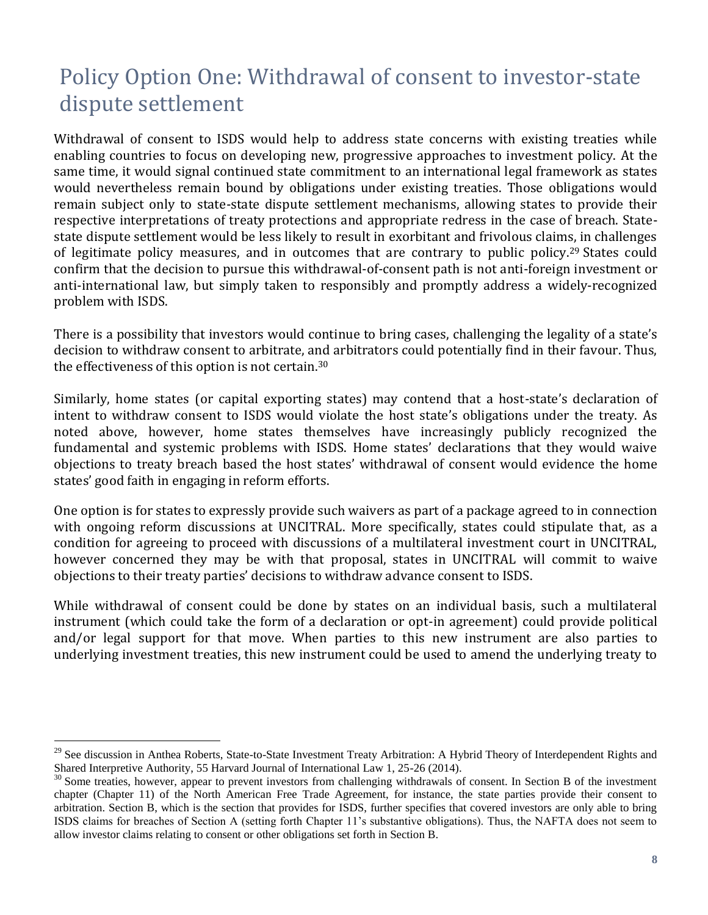# Policy Option One: Withdrawal of consent to investor-state dispute settlement

Withdrawal of consent to ISDS would help to address state concerns with existing treaties while enabling countries to focus on developing new, progressive approaches to investment policy. At the same time, it would signal continued state commitment to an international legal framework as states would nevertheless remain bound by obligations under existing treaties. Those obligations would remain subject only to state-state dispute settlement mechanisms, allowing states to provide their respective interpretations of treaty protections and appropriate redress in the case of breach. State-state dispute settlement would be less likely to result in exorbitant and frivolous claims, in challenges of legitimate policy measures, and in outcomes that are contrary to public policy.[29] States could confirm that the decision to pursue this withdrawal-of-consent path is not anti-foreign investment or anti-international law, but simply taken to responsibly and promptly address a widely-recognized problem with ISDS.

There is a possibility that investors would continue to bring cases, challenging the legality of a state's decision to withdraw consent to arbitrate, and arbitrators could potentially find in their favour. Thus, the effectiveness of this option is not certain.[30]

Similarly, home states (or capital exporting states) may contend that a host-state's declaration of intent to withdraw consent to ISDS would violate the host state's obligations under the treaty. As noted above, however, home states themselves have increasingly publicly recognized the fundamental and systemic problems with ISDS. Home states' declarations that they would waive objections to treaty breach based the host states' withdrawal of consent would evidence the home states' good faith in engaging in reform efforts.

One option is for states to expressly provide such waivers as part of a package agreed to in connection with ongoing reform discussions at UNCITRAL. More specifically, states could stipulate that, as a condition for agreeing to proceed with discussions of a multilateral investment court in UNCITRAL, however concerned they may be with that proposal, states in UNCITRAL will commit to waive objections to their treaty parties' decisions to withdraw advance consent to ISDS.

While withdrawal of consent could be done by states on an individual basis, such a multilateral instrument (which could take the form of a declaration or opt-in agreement) could provide political and/or legal support for that move. When parties to this new instrument are also parties to underlying investment treaties, this new instrument could be used to amend the underlying treaty to

---

[29] See discussion in Anthea Roberts, State-to-State Investment Treaty Arbitration: A Hybrid Theory of Interdependent Rights and Shared Interpretive Authority, 55 Harvard Journal of International Law 1, 25-26 (2014).

[30] Some treaties, however, appear to prevent investors from challenging withdrawals of consent. In Section B of the investment chapter (Chapter 11) of the North American Free Trade Agreement, for instance, the state parties provide their consent to arbitration. Section B, which is the section that provides for ISDS, further specifies that covered investors are only able to bring ISDS claims for breaches of Section A (setting forth Chapter 11's substantive obligations). Thus, the NAFTA does not seem to allow investor claims relating to consent or other obligations set forth in Section B.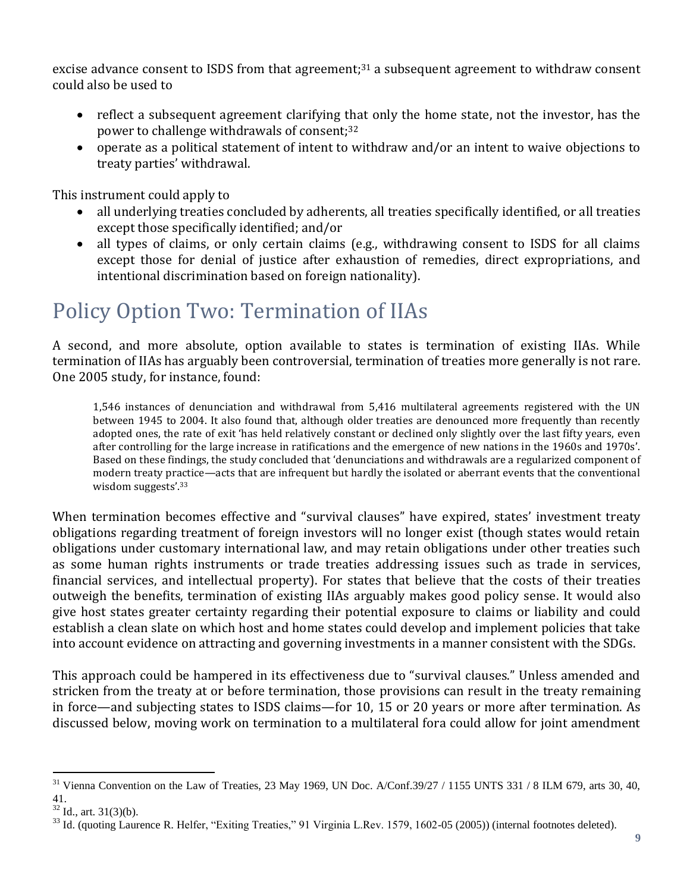excise advance consent to ISDS from that agreement;[31] a subsequent agreement to withdraw consent could also be used to

- reflect a subsequent agreement clarifying that only the home state, not the investor, has the power to challenge withdrawals of consent;[32]
- operate as a political statement of intent to withdraw and/or an intent to waive objections to treaty parties' withdrawal.

This instrument could apply to

- all underlying treaties concluded by adherents, all treaties specifically identified, or all treaties except those specifically identified; and/or
- all types of claims, or only certain claims (e.g., withdrawing consent to ISDS for all claims except those for denial of justice after exhaustion of remedies, direct expropriations, and intentional discrimination based on foreign nationality).

# Policy Option Two: Termination of IIAs

A second, and more absolute, option available to states is termination of existing IIAs. While termination of IIAs has arguably been controversial, termination of treaties more generally is not rare. One 2005 study, for instance, found:

> 1,546 instances of denunciation and withdrawal from 5,416 multilateral agreements registered with the UN between 1945 to 2004. It also found that, although older treaties are denounced more frequently than recently adopted ones, the rate of exit 'has held relatively constant or declined only slightly over the last fifty years, even after controlling for the large increase in ratifications and the emergence of new nations in the 1960s and 1970s'. Based on these findings, the study concluded that 'denunciations and withdrawals are a regularized component of modern treaty practice—acts that are infrequent but hardly the isolated or aberrant events that the conventional wisdom suggests'.[33]

When termination becomes effective and "survival clauses" have expired, states' investment treaty obligations regarding treatment of foreign investors will no longer exist (though states would retain obligations under customary international law, and may retain obligations under other treaties such as some human rights instruments or trade treaties addressing issues such as trade in services, financial services, and intellectual property). For states that believe that the costs of their treaties outweigh the benefits, termination of existing IIAs arguably makes good policy sense. It would also give host states greater certainty regarding their potential exposure to claims or liability and could establish a clean slate on which host and home states could develop and implement policies that take into account evidence on attracting and governing investments in a manner consistent with the SDGs.

This approach could be hampered in its effectiveness due to "survival clauses." Unless amended and stricken from the treaty at or before termination, those provisions can result in the treaty remaining in force—and subjecting states to ISDS claims—for 10, 15 or 20 years or more after termination. As discussed below, moving work on termination to a multilateral fora could allow for joint amendment

---

[31] Vienna Convention on the Law of Treaties, 23 May 1969, UN Doc. A/Conf.39/27 / 1155 UNTS 331 / 8 ILM 679, arts 30, 40, 41.

[32] Id., art. 31(3)(b).

[33] Id. (quoting Laurence R. Helfer, "Exiting Treaties," 91 Virginia L.Rev. 1579, 1602-05 (2005)) (internal footnotes deleted).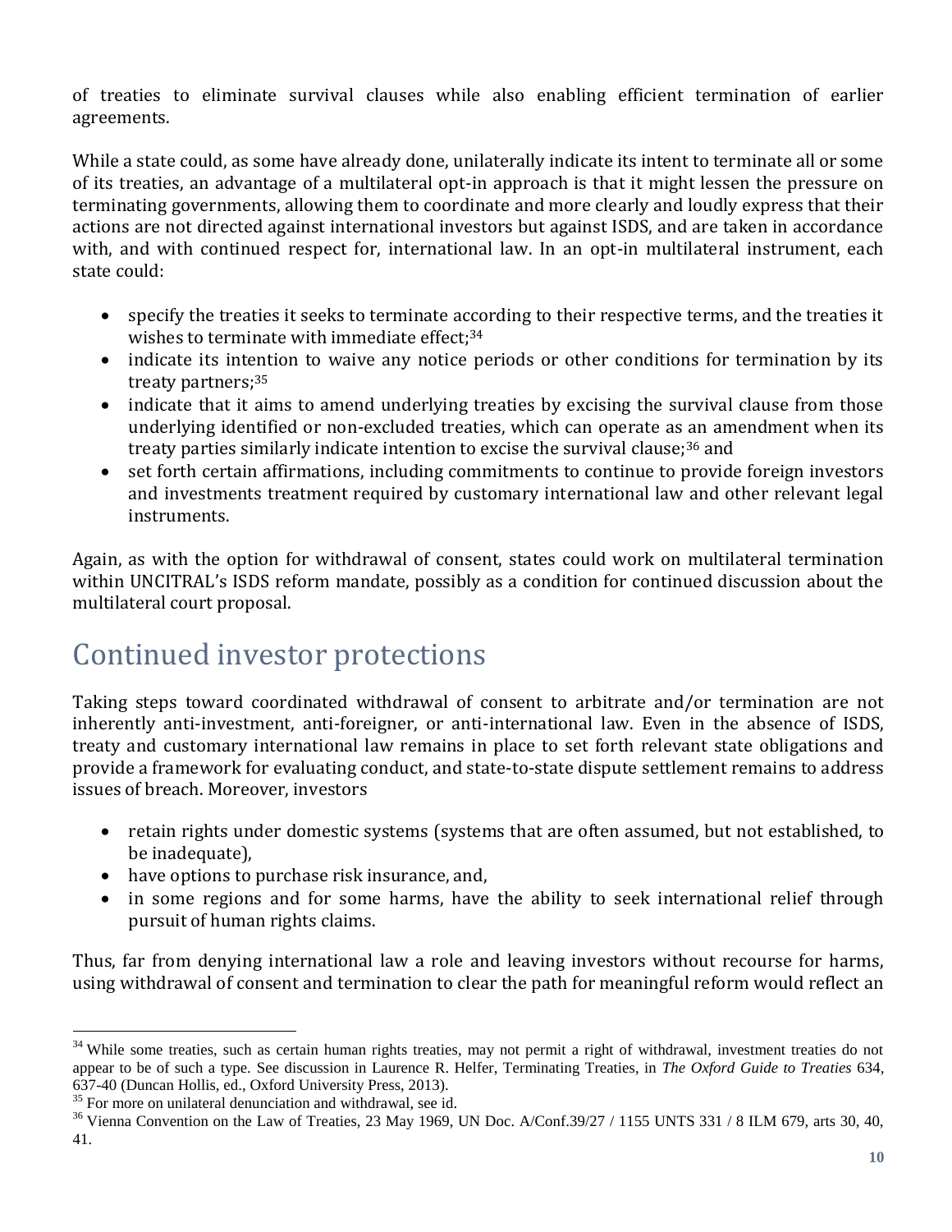of treaties to eliminate survival clauses while also enabling efficient termination of earlier agreements.

While a state could, as some have already done, unilaterally indicate its intent to terminate all or some of its treaties, an advantage of a multilateral opt-in approach is that it might lessen the pressure on terminating governments, allowing them to coordinate and more clearly and loudly express that their actions are not directed against international investors but against ISDS, and are taken in accordance with, and with continued respect for, international law. In an opt-in multilateral instrument, each state could:

- specify the treaties it seeks to terminate according to their respective terms, and the treaties it wishes to terminate with immediate effect;[34]
- indicate its intention to waive any notice periods or other conditions for termination by its treaty partners;[35]
- indicate that it aims to amend underlying treaties by excising the survival clause from those underlying identified or non-excluded treaties, which can operate as an amendment when its treaty parties similarly indicate intention to excise the survival clause;[36] and
- set forth certain affirmations, including commitments to continue to provide foreign investors and investments treatment required by customary international law and other relevant legal instruments.

Again, as with the option for withdrawal of consent, states could work on multilateral termination within UNCITRAL's ISDS reform mandate, possibly as a condition for continued discussion about the multilateral court proposal.

## Continued investor protections

Taking steps toward coordinated withdrawal of consent to arbitrate and/or termination are not inherently anti-investment, anti-foreigner, or anti-international law. Even in the absence of ISDS, treaty and customary international law remains in place to set forth relevant state obligations and provide a framework for evaluating conduct, and state-to-state dispute settlement remains to address issues of breach. Moreover, investors

- retain rights under domestic systems (systems that are often assumed, but not established, to be inadequate),
- have options to purchase risk insurance, and,
- in some regions and for some harms, have the ability to seek international relief through pursuit of human rights claims.

Thus, far from denying international law a role and leaving investors without recourse for harms, using withdrawal of consent and termination to clear the path for meaningful reform would reflect an

---

[34] While some treaties, such as certain human rights treaties, may not permit a right of withdrawal, investment treaties do not appear to be of such a type. See discussion in Laurence R. Helfer, Terminating Treaties, in *The Oxford Guide to Treaties* 634, 637-40 (Duncan Hollis, ed., Oxford University Press, 2013).

[35] For more on unilateral denunciation and withdrawal, see id.

[36] Vienna Convention on the Law of Treaties, 23 May 1969, UN Doc. A/Conf.39/27 / 1155 UNTS 331 / 8 ILM 679, arts 30, 40, 41.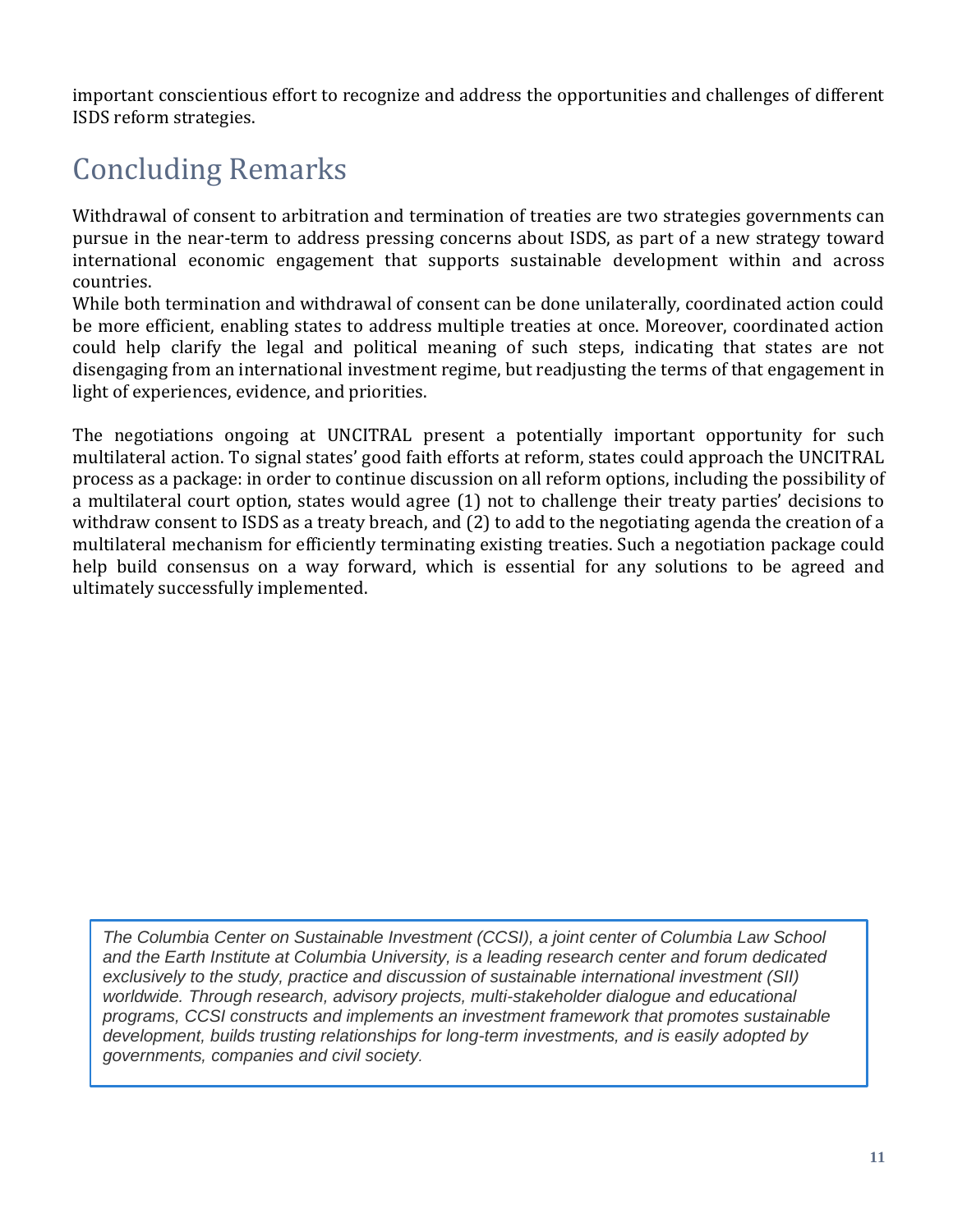important conscientious effort to recognize and address the opportunities and challenges of different ISDS reform strategies.

## Concluding Remarks

Withdrawal of consent to arbitration and termination of treaties are two strategies governments can pursue in the near-term to address pressing concerns about ISDS, as part of a new strategy toward international economic engagement that supports sustainable development within and across countries.

While both termination and withdrawal of consent can be done unilaterally, coordinated action could be more efficient, enabling states to address multiple treaties at once. Moreover, coordinated action could help clarify the legal and political meaning of such steps, indicating that states are not disengaging from an international investment regime, but readjusting the terms of that engagement in light of experiences, evidence, and priorities.

The negotiations ongoing at UNCITRAL present a potentially important opportunity for such multilateral action. To signal states' good faith efforts at reform, states could approach the UNCITRAL process as a package: in order to continue discussion on all reform options, including the possibility of a multilateral court option, states would agree (1) not to challenge their treaty parties' decisions to withdraw consent to ISDS as a treaty breach, and (2) to add to the negotiating agenda the creation of a multilateral mechanism for efficiently terminating existing treaties. Such a negotiation package could help build consensus on a way forward, which is essential for any solutions to be agreed and ultimately successfully implemented.

*The Columbia Center on Sustainable Investment (CCSI), a joint center of Columbia Law School and the Earth Institute at Columbia University, is a leading research center and forum dedicated exclusively to the study, practice and discussion of sustainable international investment (SII) worldwide. Through research, advisory projects, multi-stakeholder dialogue and educational programs, CCSI constructs and implements an investment framework that promotes sustainable development, builds trusting relationships for long-term investments, and is easily adopted by governments, companies and civil society.*